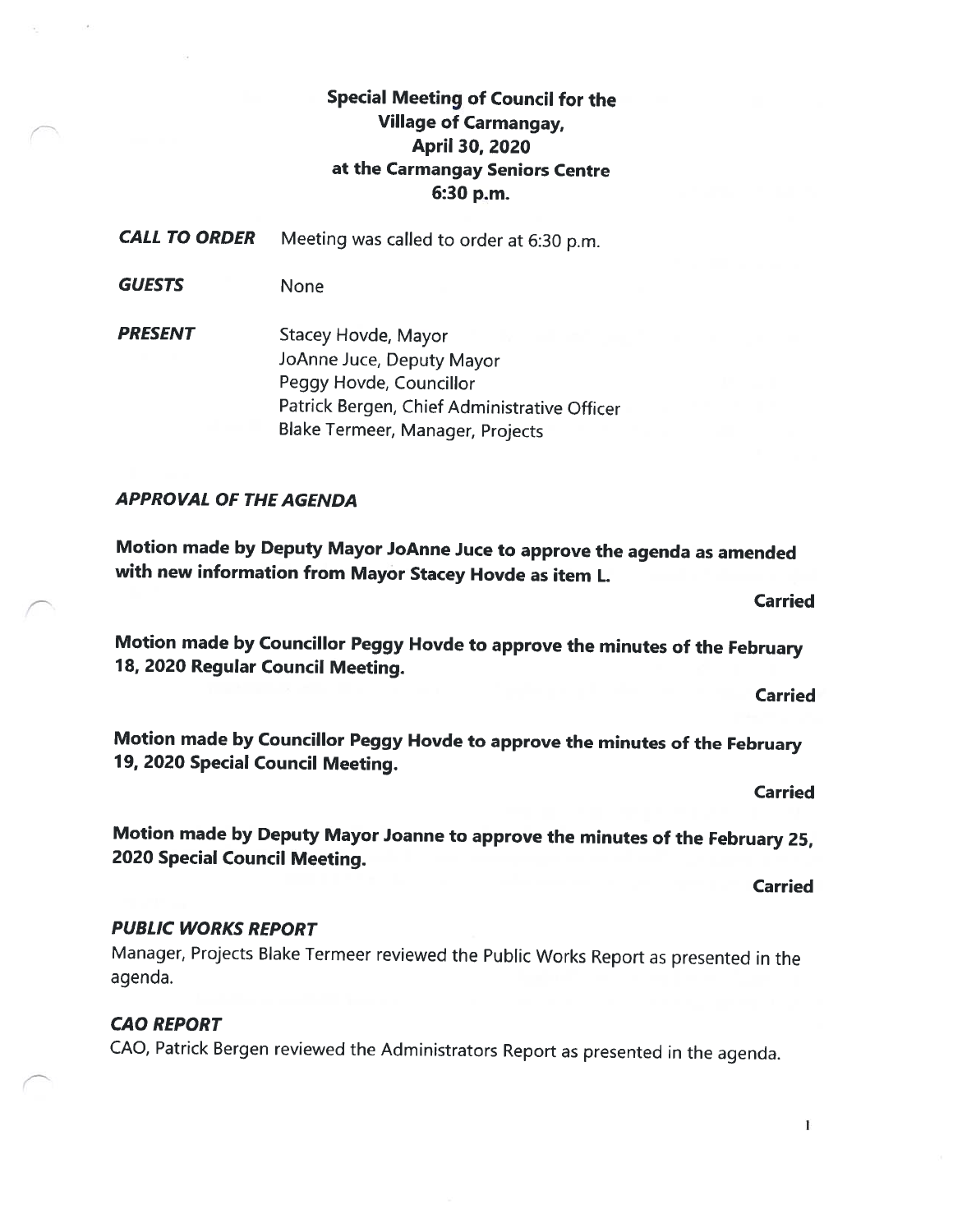**Special Meeting of Council for the**
**Village of Carmangay,**
**April 30, 2020**
**at the Carmangay Seniors Centre**
**6:30 p.m.**

***CALL TO ORDER*** Meeting was called to order at 6:30 p.m.

***GUESTS*** None

***PRESENT***
Stacey Hovde, Mayor
JoAnne Juce, Deputy Mayor
Peggy Hovde, Councillor
Patrick Bergen, Chief Administrative Officer
Blake Termeer, Manager, Projects

### *APPROVAL OF THE AGENDA*

**Motion made by Deputy Mayor JoAnne Juce to approve the agenda as amended with new information from Mayor Stacey Hovde as item L.**

**Carried**

**Motion made by Councillor Peggy Hovde to approve the minutes of the February 18, 2020 Regular Council Meeting.**

**Carried**

**Motion made by Councillor Peggy Hovde to approve the minutes of the February 19, 2020 Special Council Meeting.**

**Carried**

**Motion made by Deputy Mayor Joanne to approve the minutes of the February 25, 2020 Special Council Meeting.**

**Carried**

### *PUBLIC WORKS REPORT*

Manager, Projects Blake Termeer reviewed the Public Works Report as presented in the agenda.

### *CAO REPORT*

CAO, Patrick Bergen reviewed the Administrators Report as presented in the agenda.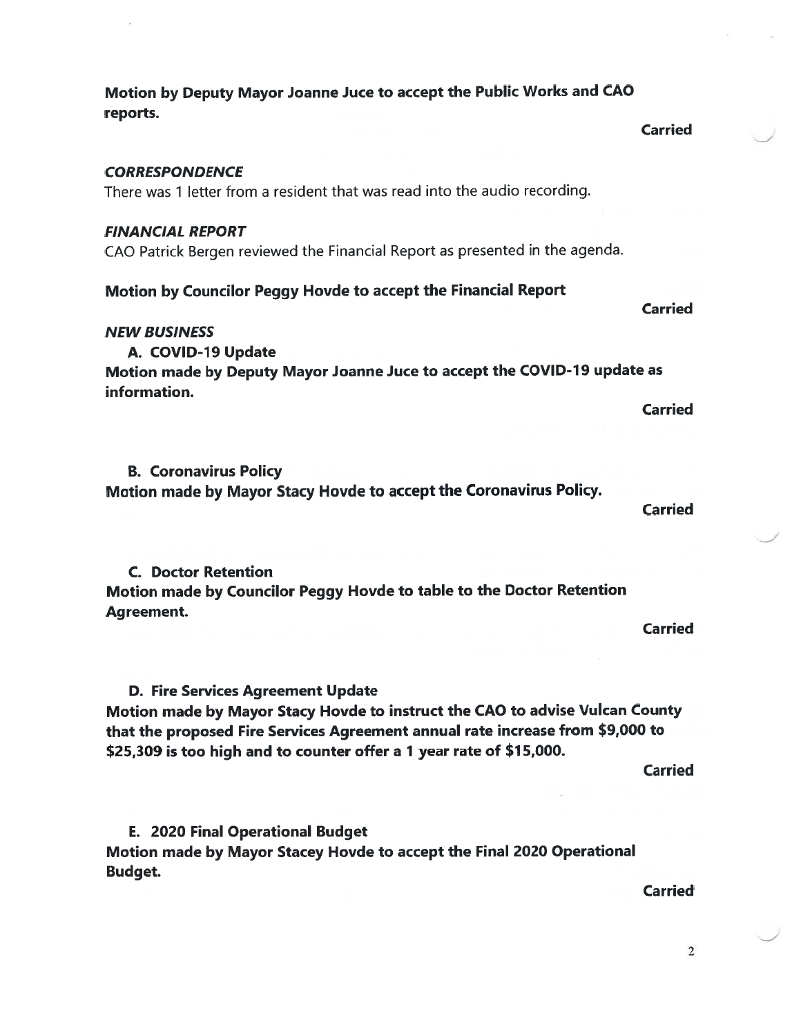**Motion by Deputy Mayor Joanne Juce to accept the Public Works and CAO reports.**

**Carried**

***CORRESPONDENCE***

There was 1 letter from a resident that was read into the audio recording.

***FINANCIAL REPORT***

CAO Patrick Bergen reviewed the Financial Report as presented in the agenda.

**Motion by Councilor Peggy Hovde to accept the Financial Report**

**Carried**

***NEW BUSINESS***

**A. COVID-19 Update**

**Motion made by Deputy Mayor Joanne Juce to accept the COVID-19 update as information.**

**Carried**

**B. Coronavirus Policy**

**Motion made by Mayor Stacy Hovde to accept the Coronavirus Policy.**

**Carried**

**C. Doctor Retention**

**Motion made by Councilor Peggy Hovde to table to the Doctor Retention Agreement.**

**Carried**

**D. Fire Services Agreement Update**

**Motion made by Mayor Stacy Hovde to instruct the CAO to advise Vulcan County that the proposed Fire Services Agreement annual rate increase from $9,000 to $25,309 is too high and to counter offer a 1 year rate of $15,000.**

**Carried**

**E. 2020 Final Operational Budget**

**Motion made by Mayor Stacey Hovde to accept the Final 2020 Operational Budget.**

**Carried**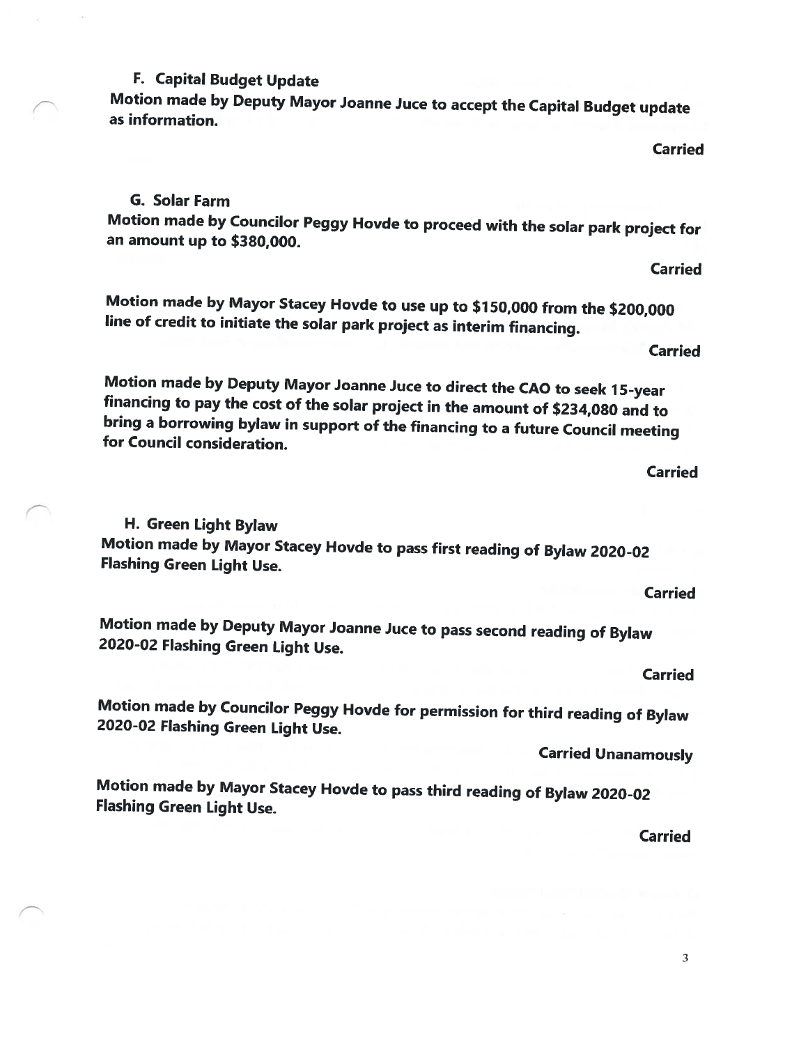### F. Capital Budget Update

**Motion made by Deputy Mayor Joanne Juce to accept the Capital Budget update as information.**

**Carried**

### G. Solar Farm

**Motion made by Councilor Peggy Hovde to proceed with the solar park project for an amount up to $380,000.**

**Carried**

**Motion made by Mayor Stacey Hovde to use up to $150,000 from the $200,000 line of credit to initiate the solar park project as interim financing.**

**Carried**

**Motion made by Deputy Mayor Joanne Juce to direct the CAO to seek 15-year financing to pay the cost of the solar project in the amount of $234,080 and to bring a borrowing bylaw in support of the financing to a future Council meeting for Council consideration.**

**Carried**

### H. Green Light Bylaw

**Motion made by Mayor Stacey Hovde to pass first reading of Bylaw 2020-02 Flashing Green Light Use.**

**Carried**

**Motion made by Deputy Mayor Joanne Juce to pass second reading of Bylaw 2020-02 Flashing Green Light Use.**

**Carried**

**Motion made by Councilor Peggy Hovde for permission for third reading of Bylaw 2020-02 Flashing Green Light Use.**

**Carried Unanamously**

**Motion made by Mayor Stacey Hovde to pass third reading of Bylaw 2020-02 Flashing Green Light Use.**

**Carried**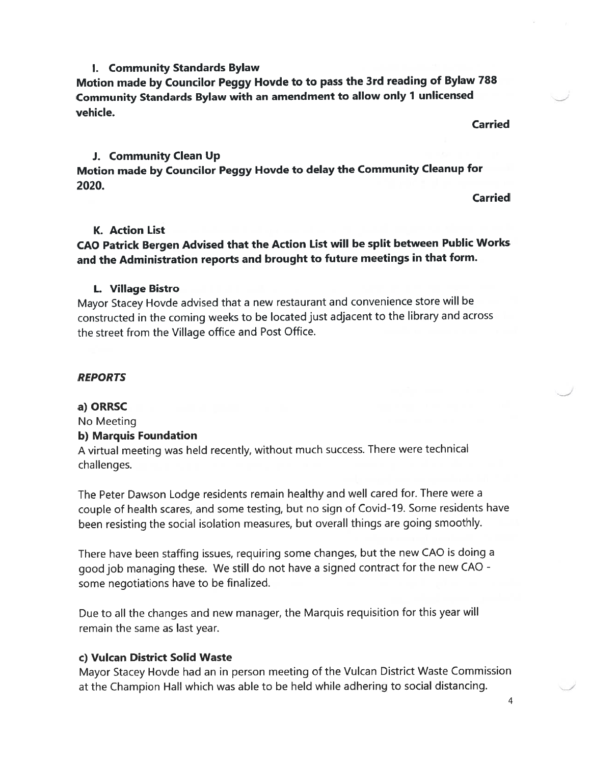### I. Community Standards Bylaw

**Motion made by Councilor Peggy Hovde to to pass the 3rd reading of Bylaw 788 Community Standards Bylaw with an amendment to allow only 1 unlicensed vehicle.**

**Carried**

### J. Community Clean Up

**Motion made by Councilor Peggy Hovde to delay the Community Cleanup for 2020.**

**Carried**

### K. Action List

**CAO Patrick Bergen Advised that the Action List will be split between Public Works and the Administration reports and brought to future meetings in that form.**

### L. Village Bistro

Mayor Stacey Hovde advised that a new restaurant and convenience store will be constructed in the coming weeks to be located just adjacent to the library and across the street from the Village office and Post Office.

## *REPORTS*

**a) ORRSC**

No Meeting

**b) Marquis Foundation**

A virtual meeting was held recently, without much success. There were technical challenges.

The Peter Dawson Lodge residents remain healthy and well cared for. There were a couple of health scares, and some testing, but no sign of Covid-19. Some residents have been resisting the social isolation measures, but overall things are going smoothly.

There have been staffing issues, requiring some changes, but the new CAO is doing a good job managing these. We still do not have a signed contract for the new CAO - some negotiations have to be finalized.

Due to all the changes and new manager, the Marquis requisition for this year will remain the same as last year.

**c) Vulcan District Solid Waste**

Mayor Stacey Hovde had an in person meeting of the Vulcan District Waste Commission at the Champion Hall which was able to be held while adhering to social distancing.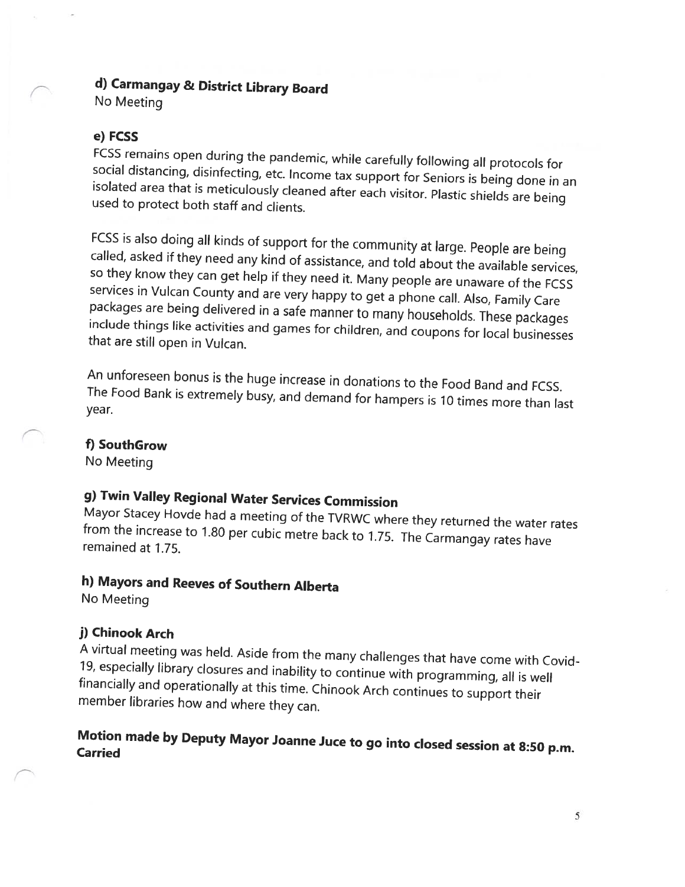**d) Carmangay & District Library Board**
No Meeting

**e) FCSS**
FCSS remains open during the pandemic, while carefully following all protocols for social distancing, disinfecting, etc. Income tax support for Seniors is being done in an isolated area that is meticulously cleaned after each visitor. Plastic shields are being used to protect both staff and clients.

FCSS is also doing all kinds of support for the community at large. People are being called, asked if they need any kind of assistance, and told about the available services, so they know they can get help if they need it. Many people are unaware of the FCSS services in Vulcan County and are very happy to get a phone call. Also, Family Care packages are being delivered in a safe manner to many households. These packages include things like activities and games for children, and coupons for local businesses that are still open in Vulcan.

An unforeseen bonus is the huge increase in donations to the Food Band and FCSS. The Food Bank is extremely busy, and demand for hampers is 10 times more than last year.

**f) SouthGrow**
No Meeting

**g) Twin Valley Regional Water Services Commission**
Mayor Stacey Hovde had a meeting of the TVRWC where they returned the water rates from the increase to 1.80 per cubic metre back to 1.75. The Carmangay rates have remained at 1.75.

**h) Mayors and Reeves of Southern Alberta**
No Meeting

**j) Chinook Arch**
A virtual meeting was held. Aside from the many challenges that have come with Covid-19, especially library closures and inability to continue with programming, all is well financially and operationally at this time. Chinook Arch continues to support their member libraries how and where they can.

**Motion made by Deputy Mayor Joanne Juce to go into closed session at 8:50 p.m.**
**Carried**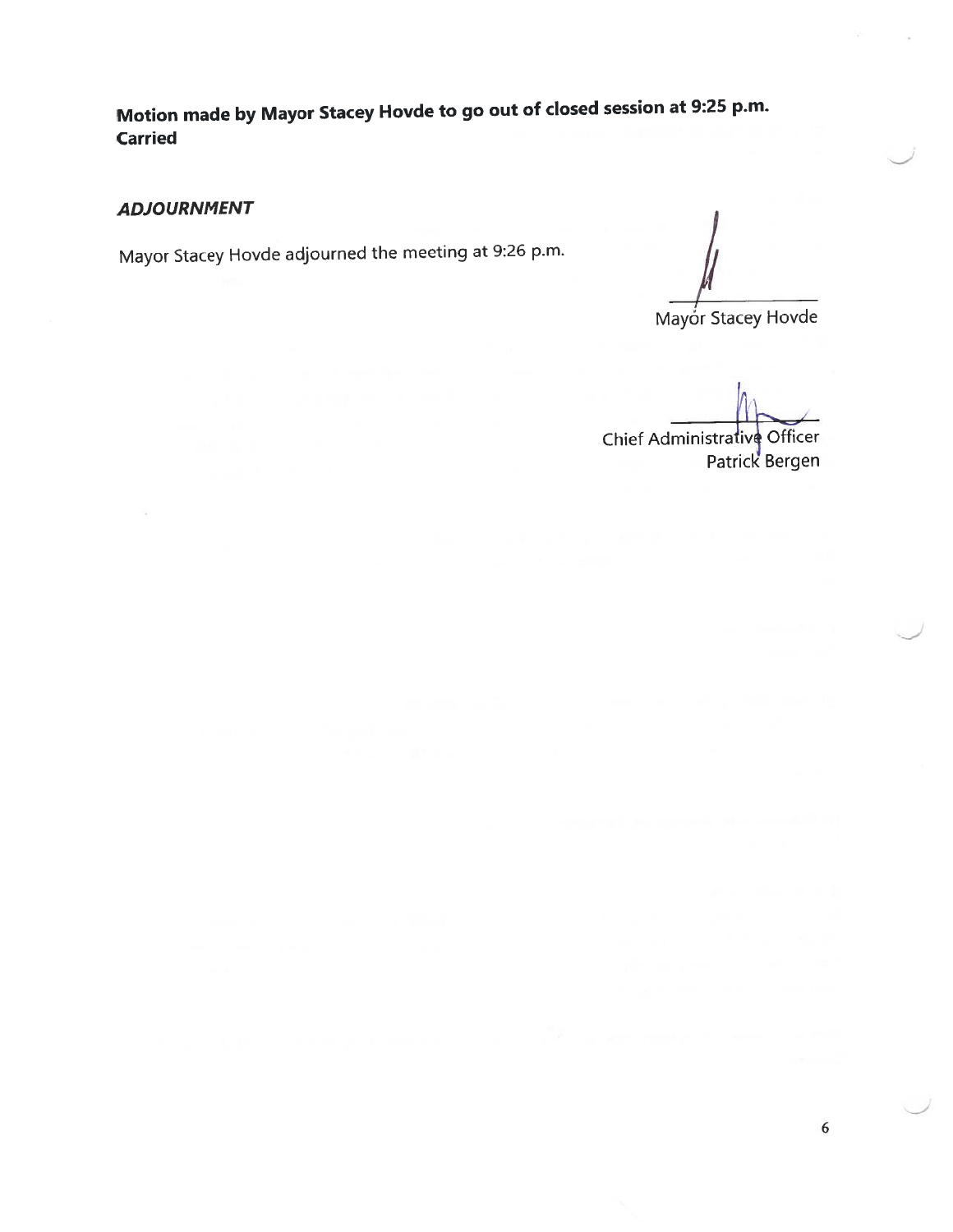**Motion made by Mayor Stacey Hovde to go out of closed session at 9:25 p.m.**
**Carried**

### ***ADJOURNMENT***

Mayor Stacey Hovde adjourned the meeting at 9:26 p.m.

Mayor Stacey Hovde

Chief Administrative Officer
Patrick Bergen